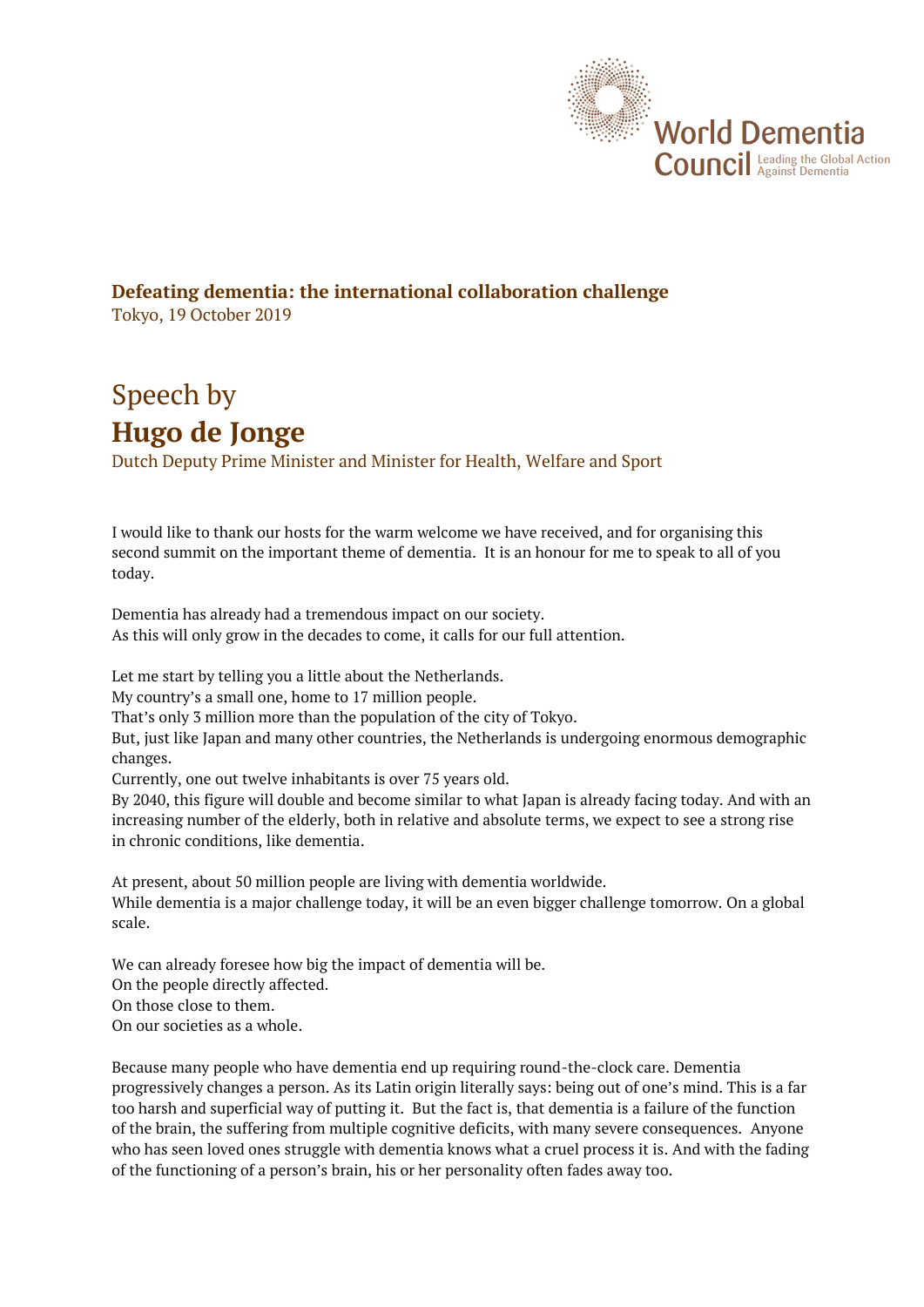World Dementia Council
Leading the Global Action Against Dementia

**Defeating dementia: the international collaboration challenge**
Tokyo, 19 October 2019

# Speech by
# **Hugo de Jonge**

Dutch Deputy Prime Minister and Minister for Health, Welfare and Sport

I would like to thank our hosts for the warm welcome we have received, and for organising this second summit on the important theme of dementia. It is an honour for me to speak to all of you today.

Dementia has already had a tremendous impact on our society.
As this will only grow in the decades to come, it calls for our full attention.

Let me start by telling you a little about the Netherlands.
My country's a small one, home to 17 million people.
That's only 3 million more than the population of the city of Tokyo.
But, just like Japan and many other countries, the Netherlands is undergoing enormous demographic changes.
Currently, one out twelve inhabitants is over 75 years old.
By 2040, this figure will double and become similar to what Japan is already facing today. And with an increasing number of the elderly, both in relative and absolute terms, we expect to see a strong rise in chronic conditions, like dementia.

At present, about 50 million people are living with dementia worldwide.
While dementia is a major challenge today, it will be an even bigger challenge tomorrow. On a global scale.

We can already foresee how big the impact of dementia will be.
On the people directly affected.
On those close to them.
On our societies as a whole.

Because many people who have dementia end up requiring round-the-clock care. Dementia progressively changes a person. As its Latin origin literally says: being out of one's mind. This is a far too harsh and superficial way of putting it. But the fact is, that dementia is a failure of the function of the brain, the suffering from multiple cognitive deficits, with many severe consequences. Anyone who has seen loved ones struggle with dementia knows what a cruel process it is. And with the fading of the functioning of a person's brain, his or her personality often fades away too.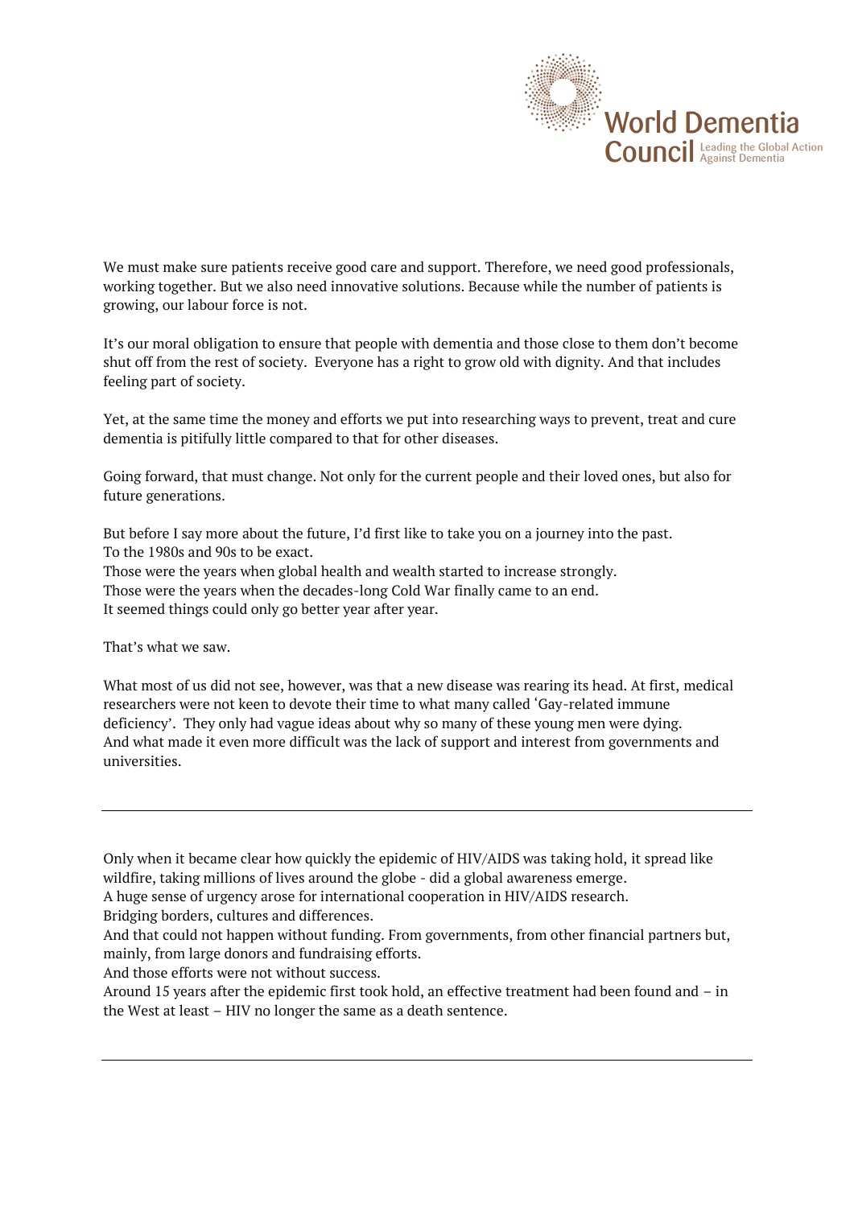We must make sure patients receive good care and support. Therefore, we need good professionals, working together. But we also need innovative solutions. Because while the number of patients is growing, our labour force is not.

It's our moral obligation to ensure that people with dementia and those close to them don't become shut off from the rest of society. Everyone has a right to grow old with dignity. And that includes feeling part of society.

Yet, at the same time the money and efforts we put into researching ways to prevent, treat and cure dementia is pitifully little compared to that for other diseases.

Going forward, that must change. Not only for the current people and their loved ones, but also for future generations.

But before I say more about the future, I'd first like to take you on a journey into the past.
To the 1980s and 90s to be exact.
Those were the years when global health and wealth started to increase strongly.
Those were the years when the decades-long Cold War finally came to an end.
It seemed things could only go better year after year.

That's what we saw.

What most of us did not see, however, was that a new disease was rearing its head. At first, medical researchers were not keen to devote their time to what many called 'Gay-related immune deficiency'. They only had vague ideas about why so many of these young men were dying.
And what made it even more difficult was the lack of support and interest from governments and universities.

---

Only when it became clear how quickly the epidemic of HIV/AIDS was taking hold, it spread like wildfire, taking millions of lives around the globe - did a global awareness emerge.
A huge sense of urgency arose for international cooperation in HIV/AIDS research.
Bridging borders, cultures and differences.
And that could not happen without funding. From governments, from other financial partners but, mainly, from large donors and fundraising efforts.
And those efforts were not without success.
Around 15 years after the epidemic first took hold, an effective treatment had been found and – in the West at least – HIV no longer the same as a death sentence.

---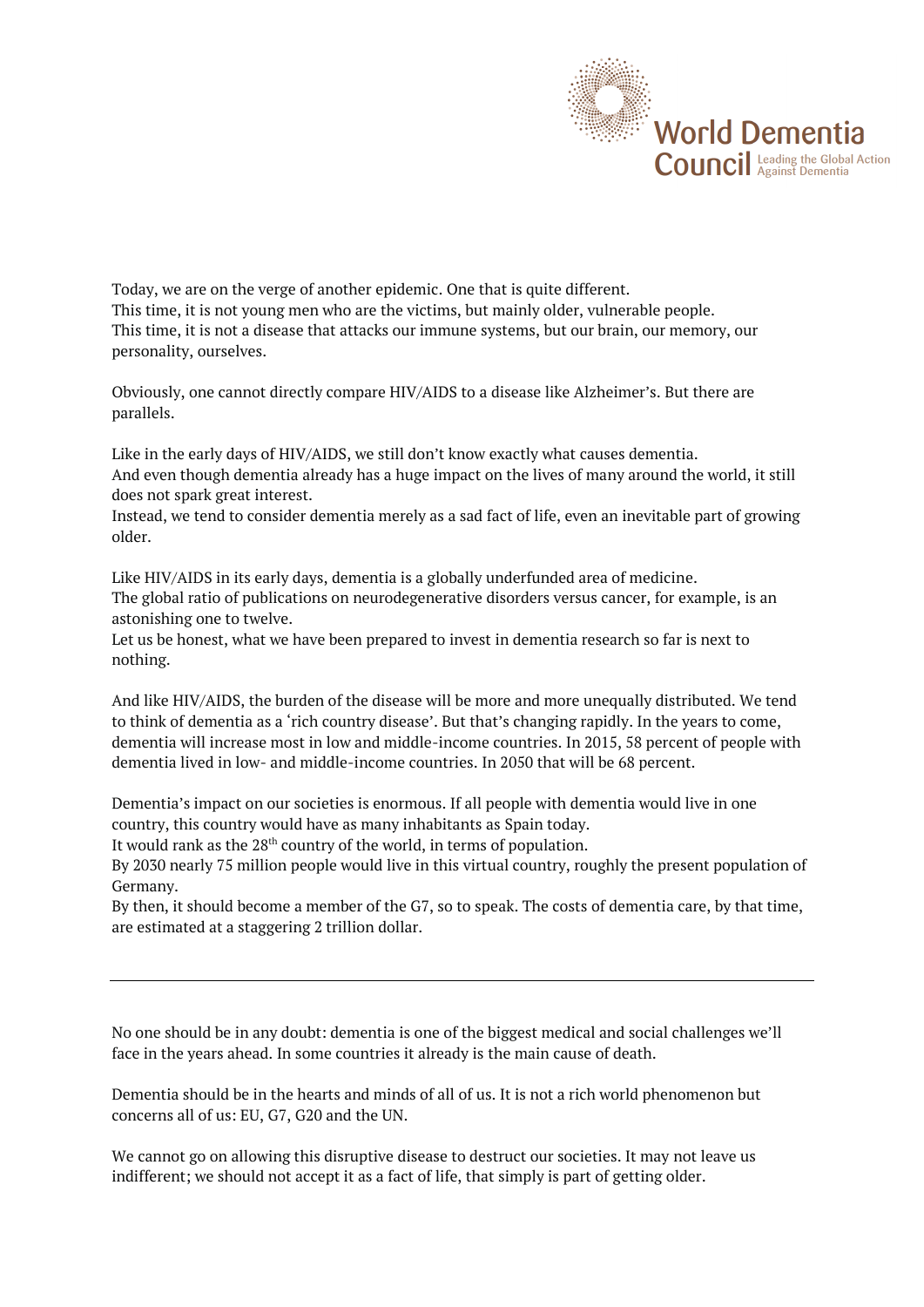Today, we are on the verge of another epidemic. One that is quite different.
This time, it is not young men who are the victims, but mainly older, vulnerable people.
This time, it is not a disease that attacks our immune systems, but our brain, our memory, our personality, ourselves.

Obviously, one cannot directly compare HIV/AIDS to a disease like Alzheimer's. But there are parallels.

Like in the early days of HIV/AIDS, we still don't know exactly what causes dementia.
And even though dementia already has a huge impact on the lives of many around the world, it still does not spark great interest.
Instead, we tend to consider dementia merely as a sad fact of life, even an inevitable part of growing older.

Like HIV/AIDS in its early days, dementia is a globally underfunded area of medicine.
The global ratio of publications on neurodegenerative disorders versus cancer, for example, is an astonishing one to twelve.
Let us be honest, what we have been prepared to invest in dementia research so far is next to nothing.

And like HIV/AIDS, the burden of the disease will be more and more unequally distributed. We tend to think of dementia as a 'rich country disease'. But that's changing rapidly. In the years to come, dementia will increase most in low and middle-income countries. In 2015, 58 percent of people with dementia lived in low- and middle-income countries. In 2050 that will be 68 percent.

Dementia's impact on our societies is enormous. If all people with dementia would live in one country, this country would have as many inhabitants as Spain today.
It would rank as the 28th country of the world, in terms of population.
By 2030 nearly 75 million people would live in this virtual country, roughly the present population of Germany.
By then, it should become a member of the G7, so to speak. The costs of dementia care, by that time, are estimated at a staggering 2 trillion dollar.

---

No one should be in any doubt: dementia is one of the biggest medical and social challenges we'll face in the years ahead. In some countries it already is the main cause of death.

Dementia should be in the hearts and minds of all of us. It is not a rich world phenomenon but concerns all of us: EU, G7, G20 and the UN.

We cannot go on allowing this disruptive disease to destruct our societies. It may not leave us indifferent; we should not accept it as a fact of life, that simply is part of getting older.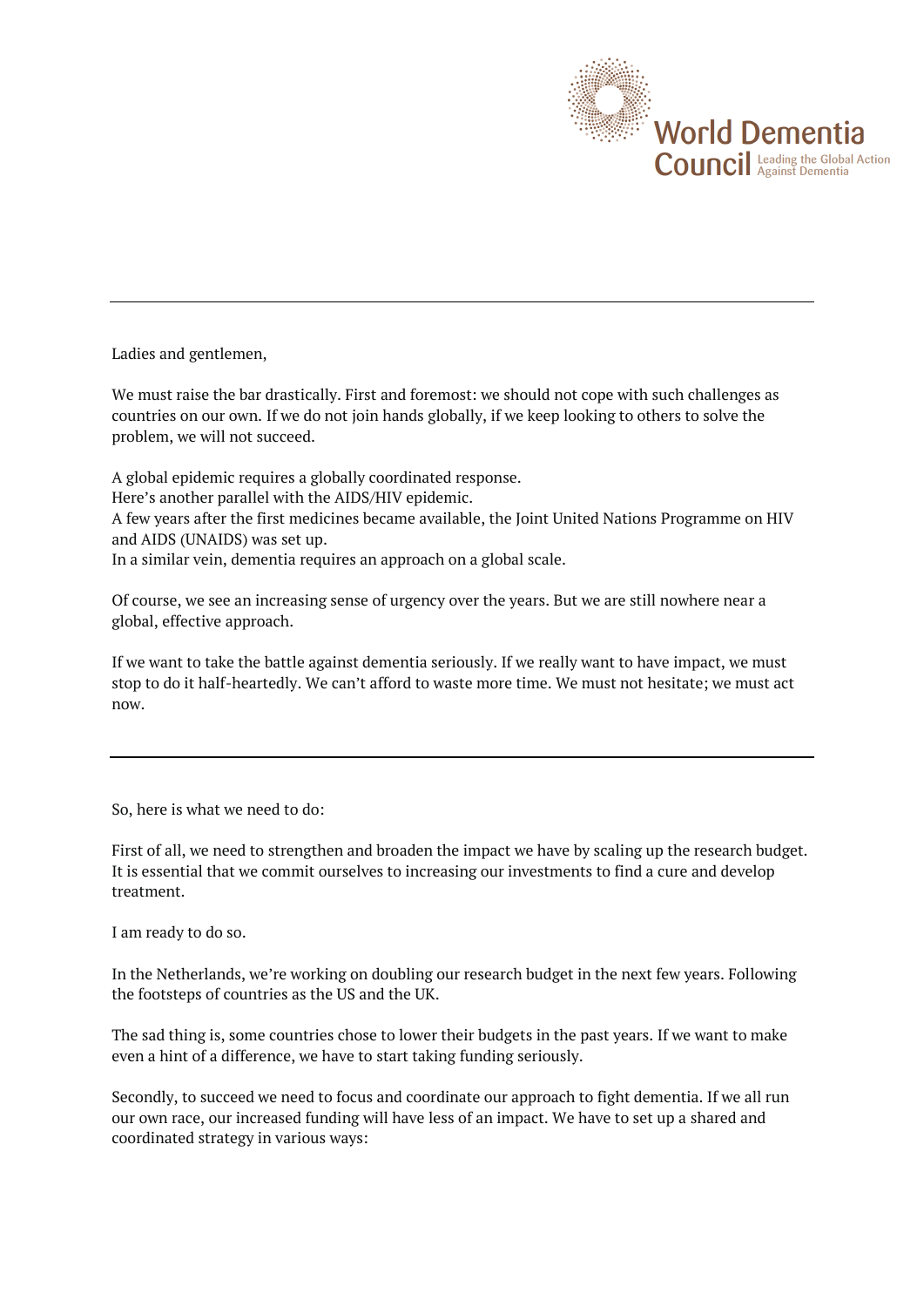Ladies and gentlemen,

We must raise the bar drastically. First and foremost: we should not cope with such challenges as countries on our own. If we do not join hands globally, if we keep looking to others to solve the problem, we will not succeed.

A global epidemic requires a globally coordinated response.
Here's another parallel with the AIDS/HIV epidemic.
A few years after the first medicines became available, the Joint United Nations Programme on HIV and AIDS (UNAIDS) was set up.
In a similar vein, dementia requires an approach on a global scale.

Of course, we see an increasing sense of urgency over the years. But we are still nowhere near a global, effective approach.

If we want to take the battle against dementia seriously. If we really want to have impact, we must stop to do it half-heartedly. We can't afford to waste more time. We must not hesitate; we must act now.

---

So, here is what we need to do:

First of all, we need to strengthen and broaden the impact we have by scaling up the research budget. It is essential that we commit ourselves to increasing our investments to find a cure and develop treatment.

I am ready to do so.

In the Netherlands, we're working on doubling our research budget in the next few years. Following the footsteps of countries as the US and the UK.

The sad thing is, some countries chose to lower their budgets in the past years. If we want to make even a hint of a difference, we have to start taking funding seriously.

Secondly, to succeed we need to focus and coordinate our approach to fight dementia. If we all run our own race, our increased funding will have less of an impact. We have to set up a shared and coordinated strategy in various ways: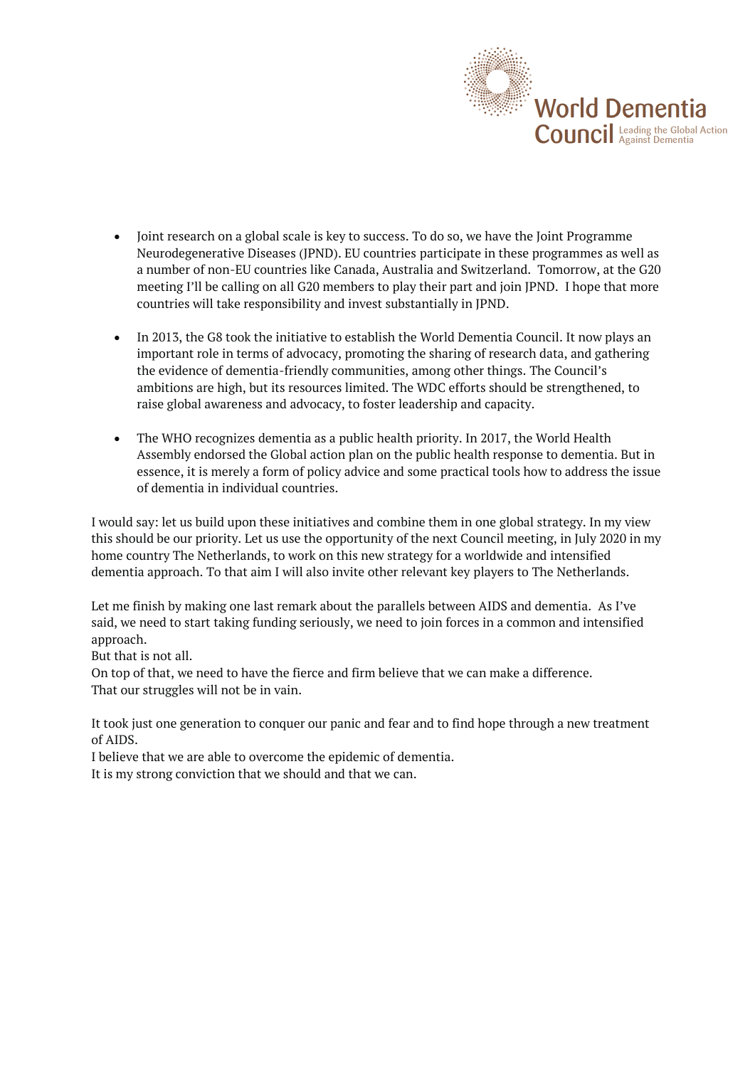- Joint research on a global scale is key to success. To do so, we have the Joint Programme Neurodegenerative Diseases (JPND). EU countries participate in these programmes as well as a number of non-EU countries like Canada, Australia and Switzerland. Tomorrow, at the G20 meeting I'll be calling on all G20 members to play their part and join JPND. I hope that more countries will take responsibility and invest substantially in JPND.

- In 2013, the G8 took the initiative to establish the World Dementia Council. It now plays an important role in terms of advocacy, promoting the sharing of research data, and gathering the evidence of dementia-friendly communities, among other things. The Council's ambitions are high, but its resources limited. The WDC efforts should be strengthened, to raise global awareness and advocacy, to foster leadership and capacity.

- The WHO recognizes dementia as a public health priority. In 2017, the World Health Assembly endorsed the Global action plan on the public health response to dementia. But in essence, it is merely a form of policy advice and some practical tools how to address the issue of dementia in individual countries.

I would say: let us build upon these initiatives and combine them in one global strategy. In my view this should be our priority. Let us use the opportunity of the next Council meeting, in July 2020 in my home country The Netherlands, to work on this new strategy for a worldwide and intensified dementia approach. To that aim I will also invite other relevant key players to The Netherlands.

Let me finish by making one last remark about the parallels between AIDS and dementia. As I've said, we need to start taking funding seriously, we need to join forces in a common and intensified approach.
But that is not all.
On top of that, we need to have the fierce and firm believe that we can make a difference.
That our struggles will not be in vain.

It took just one generation to conquer our panic and fear and to find hope through a new treatment of AIDS.
I believe that we are able to overcome the epidemic of dementia.
It is my strong conviction that we should and that we can.